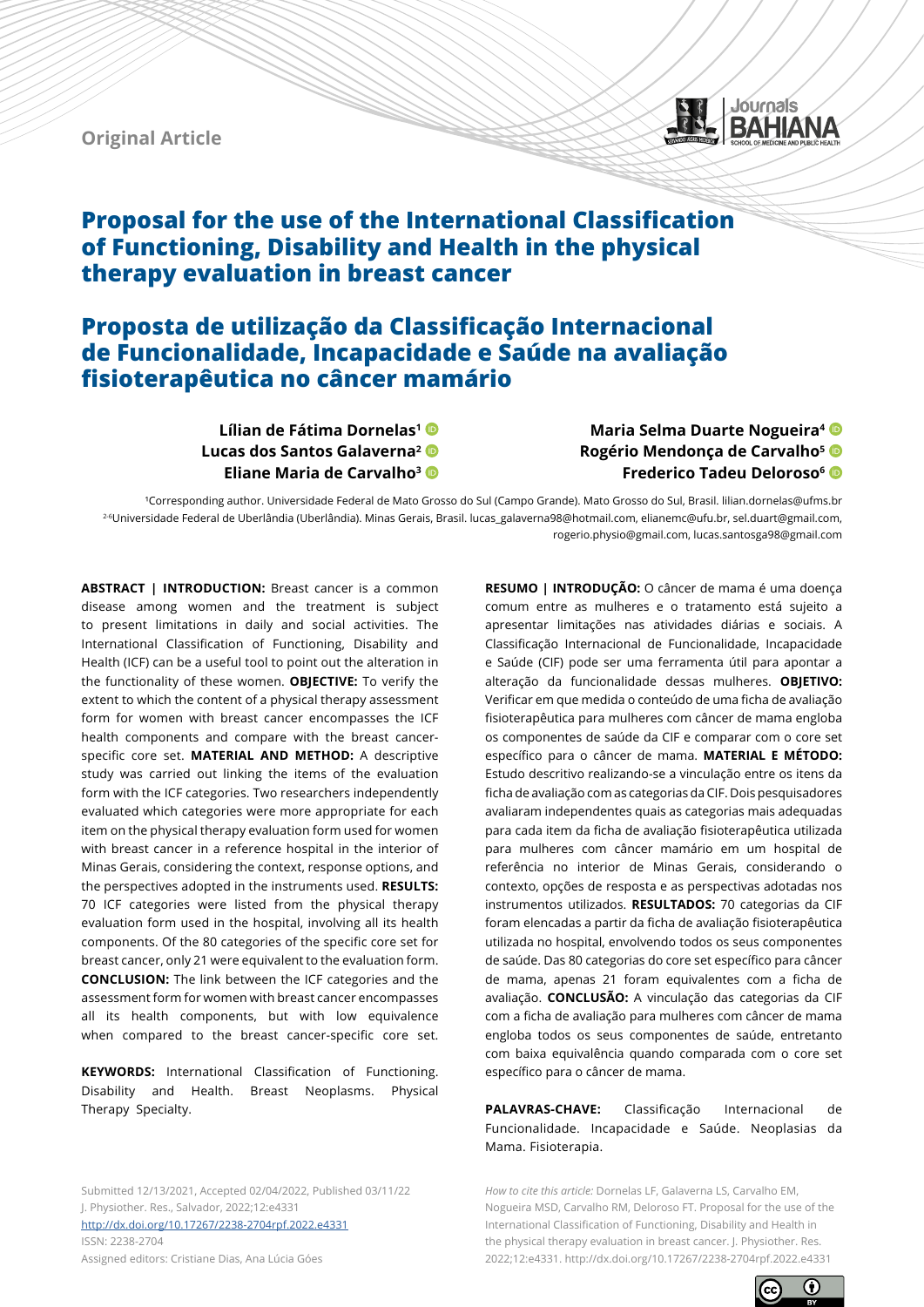Original Article

# Proposal for the use of the International Classification of Functioning, Disability and Health in the physical therapy evaluation in breast cancer

# Proposta de utilização da Classificação Internacional de Funcionalidade, Incapacidade e Saúde na avaliação fisioterapêutica no câncer mamário

**Lílian de Fátima Dornelas**[1]
**Lucas dos Santos Galaverna**[2]
**Eliane Maria de Carvalho**[3]
**Maria Selma Duarte Nogueira**[4]
**Rogério Mendonça de Carvalho**[5]
**Frederico Tadeu Deloroso**[6]

[1]Corresponding author. Universidade Federal de Mato Grosso do Sul (Campo Grande). Mato Grosso do Sul, Brasil. lilian.dornelas@ufms.br
[2-6]Universidade Federal de Uberlândia (Uberlândia). Minas Gerais, Brasil. lucas_galaverna98@hotmail.com, elianemc@ufu.br, sel.duart@gmail.com, rogerio.physio@gmail.com, lucas.santosga98@gmail.com

**ABSTRACT | INTRODUCTION:** Breast cancer is a common disease among women and the treatment is subject to present limitations in daily and social activities. The International Classification of Functioning, Disability and Health (ICF) can be a useful tool to point out the alteration in the functionality of these women. **OBJECTIVE:** To verify the extent to which the content of a physical therapy assessment form for women with breast cancer encompasses the ICF health components and compare with the breast cancer-specific core set. **MATERIAL AND METHOD:** A descriptive study was carried out linking the items of the evaluation form with the ICF categories. Two researchers independently evaluated which categories were more appropriate for each item on the physical therapy evaluation form used for women with breast cancer in a reference hospital in the interior of Minas Gerais, considering the context, response options, and the perspectives adopted in the instruments used. **RESULTS:** 70 ICF categories were listed from the physical therapy evaluation form used in the hospital, involving all its health components. Of the 80 categories of the specific core set for breast cancer, only 21 were equivalent to the evaluation form. **CONCLUSION:** The link between the ICF categories and the assessment form for women with breast cancer encompasses all its health components, but with low equivalence when compared to the breast cancer-specific core set.

**KEYWORDS:** International Classification of Functioning. Disability and Health. Breast Neoplasms. Physical Therapy Specialty.

**RESUMO | INTRODUÇÃO:** O câncer de mama é uma doença comum entre as mulheres e o tratamento está sujeito a apresentar limitações nas atividades diárias e sociais. A Classificação Internacional de Funcionalidade, Incapacidade e Saúde (CIF) pode ser uma ferramenta útil para apontar a alteração da funcionalidade dessas mulheres. **OBJETIVO:** Verificar em que medida o conteúdo de uma ficha de avaliação fisioterapêutica para mulheres com câncer de mama engloba os componentes de saúde da CIF e comparar com o core set específico para o câncer de mama. **MATERIAL E MÉTODO:** Estudo descritivo realizando-se a vinculação entre os itens da ficha de avaliação com as categorias da CIF. Dois pesquisadores avaliaram independentes quais as categorias mais adequadas para cada item da ficha de avaliação fisioterapêutica utilizada para mulheres com câncer mamário em um hospital de referência no interior de Minas Gerais, considerando o contexto, opções de resposta e as perspectivas adotadas nos instrumentos utilizados. **RESULTADOS:** 70 categorias da CIF foram elencadas a partir da ficha de avaliação fisioterapêutica utilizada no hospital, envolvendo todos os seus componentes de saúde. Das 80 categorias do core set específico para câncer de mama, apenas 21 foram equivalentes com a ficha de avaliação. **CONCLUSÃO:** A vinculação das categorias da CIF com a ficha de avaliação para mulheres com câncer de mama engloba todos os seus componentes de saúde, entretanto com baixa equivalência quando comparada com o core set específico para o câncer de mama.

**PALAVRAS-CHAVE:** Classificação Internacional de Funcionalidade. Incapacidade e Saúde. Neoplasias da Mama. Fisioterapia.

Submitted 12/13/2021, Accepted 02/04/2022, Published 03/11/22
J. Physiother. Res., Salvador, 2022;12:e4331
http://dx.doi.org/10.17267/2238-2704rpf.2022.e4331
ISSN: 2238-2704
Assigned editors: Cristiane Dias, Ana Lúcia Góes

*How to cite this article:* Dornelas LF, Galaverna LS, Carvalho EM, Nogueira MSD, Carvalho RM, Deloroso FT. Proposal for the use of the International Classification of Functioning, Disability and Health in the physical therapy evaluation in breast cancer. J. Physiother. Res. 2022;12:e4331. http://dx.doi.org/10.17267/2238-2704rpf.2022.e4331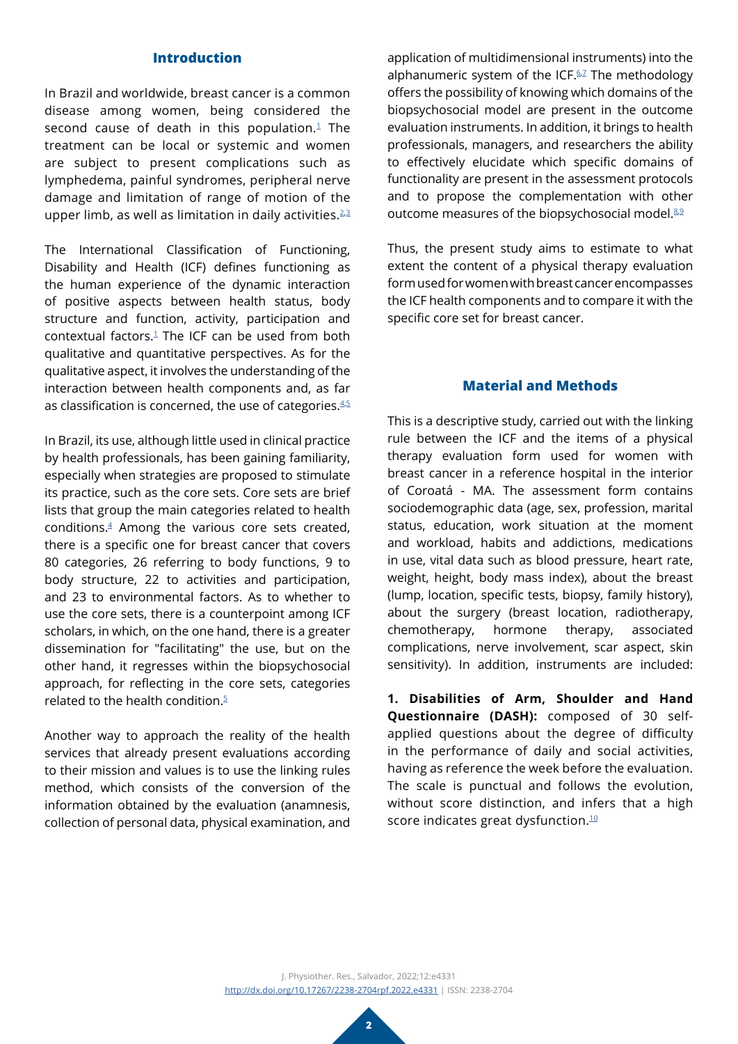## Introduction

In Brazil and worldwide, breast cancer is a common disease among women, being considered the second cause of death in this population.[1] The treatment can be local or systemic and women are subject to present complications such as lymphedema, painful syndromes, peripheral nerve damage and limitation of range of motion of the upper limb, as well as limitation in daily activities.[2,3]

The International Classification of Functioning, Disability and Health (ICF) defines functioning as the human experience of the dynamic interaction of positive aspects between health status, body structure and function, activity, participation and contextual factors.[1] The ICF can be used from both qualitative and quantitative perspectives. As for the qualitative aspect, it involves the understanding of the interaction between health components and, as far as classification is concerned, the use of categories.[4,5]

In Brazil, its use, although little used in clinical practice by health professionals, has been gaining familiarity, especially when strategies are proposed to stimulate its practice, such as the core sets. Core sets are brief lists that group the main categories related to health conditions.[4] Among the various core sets created, there is a specific one for breast cancer that covers 80 categories, 26 referring to body functions, 9 to body structure, 22 to activities and participation, and 23 to environmental factors. As to whether to use the core sets, there is a counterpoint among ICF scholars, in which, on the one hand, there is a greater dissemination for "facilitating" the use, but on the other hand, it regresses within the biopsychosocial approach, for reflecting in the core sets, categories related to the health condition.[5]

Another way to approach the reality of the health services that already present evaluations according to their mission and values is to use the linking rules method, which consists of the conversion of the information obtained by the evaluation (anamnesis, collection of personal data, physical examination, and application of multidimensional instruments) into the alphanumeric system of the ICF.[6,7] The methodology offers the possibility of knowing which domains of the biopsychosocial model are present in the outcome evaluation instruments. In addition, it brings to health professionals, managers, and researchers the ability to effectively elucidate which specific domains of functionality are present in the assessment protocols and to propose the complementation with other outcome measures of the biopsychosocial model.[8,9]

Thus, the present study aims to estimate to what extent the content of a physical therapy evaluation form used for women with breast cancer encompasses the ICF health components and to compare it with the specific core set for breast cancer.

## Material and Methods

This is a descriptive study, carried out with the linking rule between the ICF and the items of a physical therapy evaluation form used for women with breast cancer in a reference hospital in the interior of Coroatá - MA. The assessment form contains sociodemographic data (age, sex, profession, marital status, education, work situation at the moment and workload, habits and addictions, medications in use, vital data such as blood pressure, heart rate, weight, height, body mass index), about the breast (lump, location, specific tests, biopsy, family history), about the surgery (breast location, radiotherapy, chemotherapy, hormone therapy, associated complications, nerve involvement, scar aspect, skin sensitivity). In addition, instruments are included:

**1. Disabilities of Arm, Shoulder and Hand Questionnaire (DASH):** composed of 30 self-applied questions about the degree of difficulty in the performance of daily and social activities, having as reference the week before the evaluation. The scale is punctual and follows the evolution, without score distinction, and infers that a high score indicates great dysfunction.[10]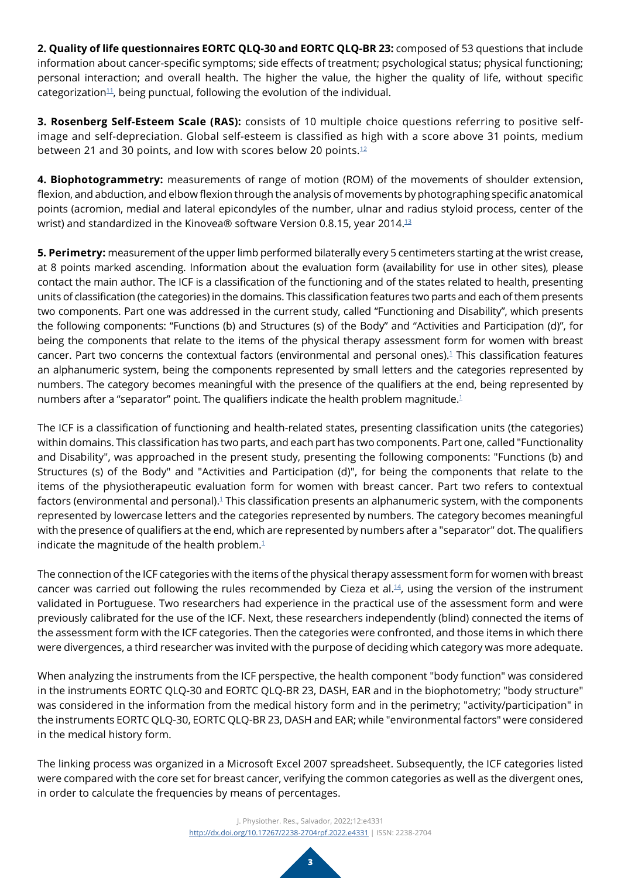**2. Quality of life questionnaires EORTC QLQ-30 and EORTC QLQ-BR 23:** composed of 53 questions that include information about cancer-specific symptoms; side effects of treatment; psychological status; physical functioning; personal interaction; and overall health. The higher the value, the higher the quality of life, without specific categorization[11], being punctual, following the evolution of the individual.

**3. Rosenberg Self-Esteem Scale (RAS):** consists of 10 multiple choice questions referring to positive self-image and self-depreciation. Global self-esteem is classified as high with a score above 31 points, medium between 21 and 30 points, and low with scores below 20 points.[12]

**4. Biophotogrammetry:** measurements of range of motion (ROM) of the movements of shoulder extension, flexion, and abduction, and elbow flexion through the analysis of movements by photographing specific anatomical points (acromion, medial and lateral epicondyles of the number, ulnar and radius styloid process, center of the wrist) and standardized in the Kinovea® software Version 0.8.15, year 2014.[13]

**5. Perimetry:** measurement of the upper limb performed bilaterally every 5 centimeters starting at the wrist crease, at 8 points marked ascending. Information about the evaluation form (availability for use in other sites), please contact the main author. The ICF is a classification of the functioning and of the states related to health, presenting units of classification (the categories) in the domains. This classification features two parts and each of them presents two components. Part one was addressed in the current study, called "Functioning and Disability", which presents the following components: "Functions (b) and Structures (s) of the Body" and "Activities and Participation (d)", for being the components that relate to the items of the physical therapy assessment form for women with breast cancer. Part two concerns the contextual factors (environmental and personal ones).[1] This classification features an alphanumeric system, being the components represented by small letters and the categories represented by numbers. The category becomes meaningful with the presence of the qualifiers at the end, being represented by numbers after a "separator" point. The qualifiers indicate the health problem magnitude.[1]

The ICF is a classification of functioning and health-related states, presenting classification units (the categories) within domains. This classification has two parts, and each part has two components. Part one, called "Functionality and Disability", was approached in the present study, presenting the following components: "Functions (b) and Structures (s) of the Body" and "Activities and Participation (d)", for being the components that relate to the items of the physiotherapeutic evaluation form for women with breast cancer. Part two refers to contextual factors (environmental and personal).[1] This classification presents an alphanumeric system, with the components represented by lowercase letters and the categories represented by numbers. The category becomes meaningful with the presence of qualifiers at the end, which are represented by numbers after a "separator" dot. The qualifiers indicate the magnitude of the health problem.[1]

The connection of the ICF categories with the items of the physical therapy assessment form for women with breast cancer was carried out following the rules recommended by Cieza et al.[14], using the version of the instrument validated in Portuguese. Two researchers had experience in the practical use of the assessment form and were previously calibrated for the use of the ICF. Next, these researchers independently (blind) connected the items of the assessment form with the ICF categories. Then the categories were confronted, and those items in which there were divergences, a third researcher was invited with the purpose of deciding which category was more adequate.

When analyzing the instruments from the ICF perspective, the health component "body function" was considered in the instruments EORTC QLQ-30 and EORTC QLQ-BR 23, DASH, EAR and in the biophotometry; "body structure" was considered in the information from the medical history form and in the perimetry; "activity/participation" in the instruments EORTC QLQ-30, EORTC QLQ-BR 23, DASH and EAR; while "environmental factors" were considered in the medical history form.

The linking process was organized in a Microsoft Excel 2007 spreadsheet. Subsequently, the ICF categories listed were compared with the core set for breast cancer, verifying the common categories as well as the divergent ones, in order to calculate the frequencies by means of percentages.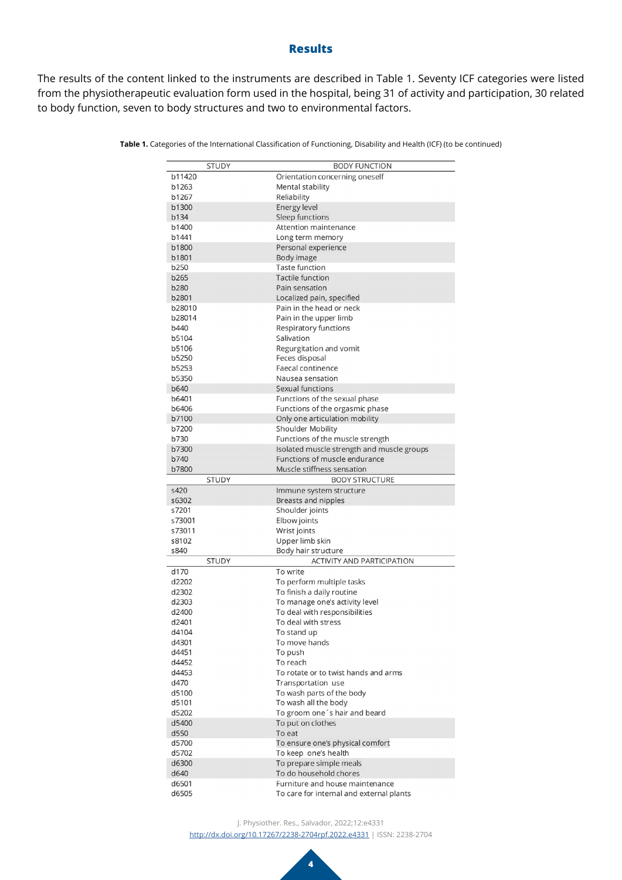## Results

The results of the content linked to the instruments are described in Table 1. Seventy ICF categories were listed from the physiotherapeutic evaluation form used in the hospital, being 31 of activity and participation, 30 related to body function, seven to body structures and two to environmental factors.

**Table 1.** Categories of the International Classification of Functioning, Disability and Health (ICF) (to be continued)

| STUDY | BODY FUNCTION |
|---|---|
| b11420 | Orientation concerning oneself |
| b1263 | Mental stability |
| b1267 | Reliability |
| b1300 | Energy level |
| b134 | Sleep functions |
| b1400 | Attention maintenance |
| b1441 | Long term memory |
| b1800 | Personal experience |
| b1801 | Body image |
| b250 | Taste function |
| b265 | Tactile function |
| b280 | Pain sensation |
| b2801 | Localized pain, specified |
| b28010 | Pain in the head or neck |
| b28014 | Pain in the upper limb |
| b440 | Respiratory functions |
| b5104 | Salivation |
| b5106 | Regurgitation and vomit |
| b5250 | Feces disposal |
| b5253 | Faecal continence |
| b5350 | Nausea sensation |
| b640 | Sexual functions |
| b6401 | Functions of the sexual phase |
| b6406 | Functions of the orgasmic phase |
| b7100 | Only one articulation mobility |
| b7200 | Shoulder Mobility |
| b730 | Functions of the muscle strength |
| b7300 | Isolated muscle strength and muscle groups |
| b740 | Functions of muscle endurance |
| b7800 | Muscle stiffness sensation |
| STUDY | BODY STRUCTURE |
| s420 | Immune system structure |
| s6302 | Breasts and nipples |
| s7201 | Shoulder joints |
| s73001 | Elbow joints |
| s73011 | Wrist joints |
| s8102 | Upper limb skin |
| s840 | Body hair structure |
| STUDY | ACTIVITY AND PARTICIPATION |
| d170 | To write |
| d2202 | To perform multiple tasks |
| d2302 | To finish a daily routine |
| d2303 | To manage one's activity level |
| d2400 | To deal with responsibilities |
| d2401 | To deal with stress |
| d4104 | To stand up |
| d4301 | To move hands |
| d4451 | To push |
| d4452 | To reach |
| d4453 | To rotate or to twist hands and arms |
| d470 | Transportation use |
| d5100 | To wash parts of the body |
| d5101 | To wash all the body |
| d5202 | To groom one´s hair and beard |
| d5400 | To put on clothes |
| d550 | To eat |
| d5700 | To ensure one's physical comfort |
| d5702 | To keep one's health |
| d6300 | To prepare simple meals |
| d640 | To do household chores |
| d6501 | Furniture and house maintenance |
| d6505 | To care for internal and external plants |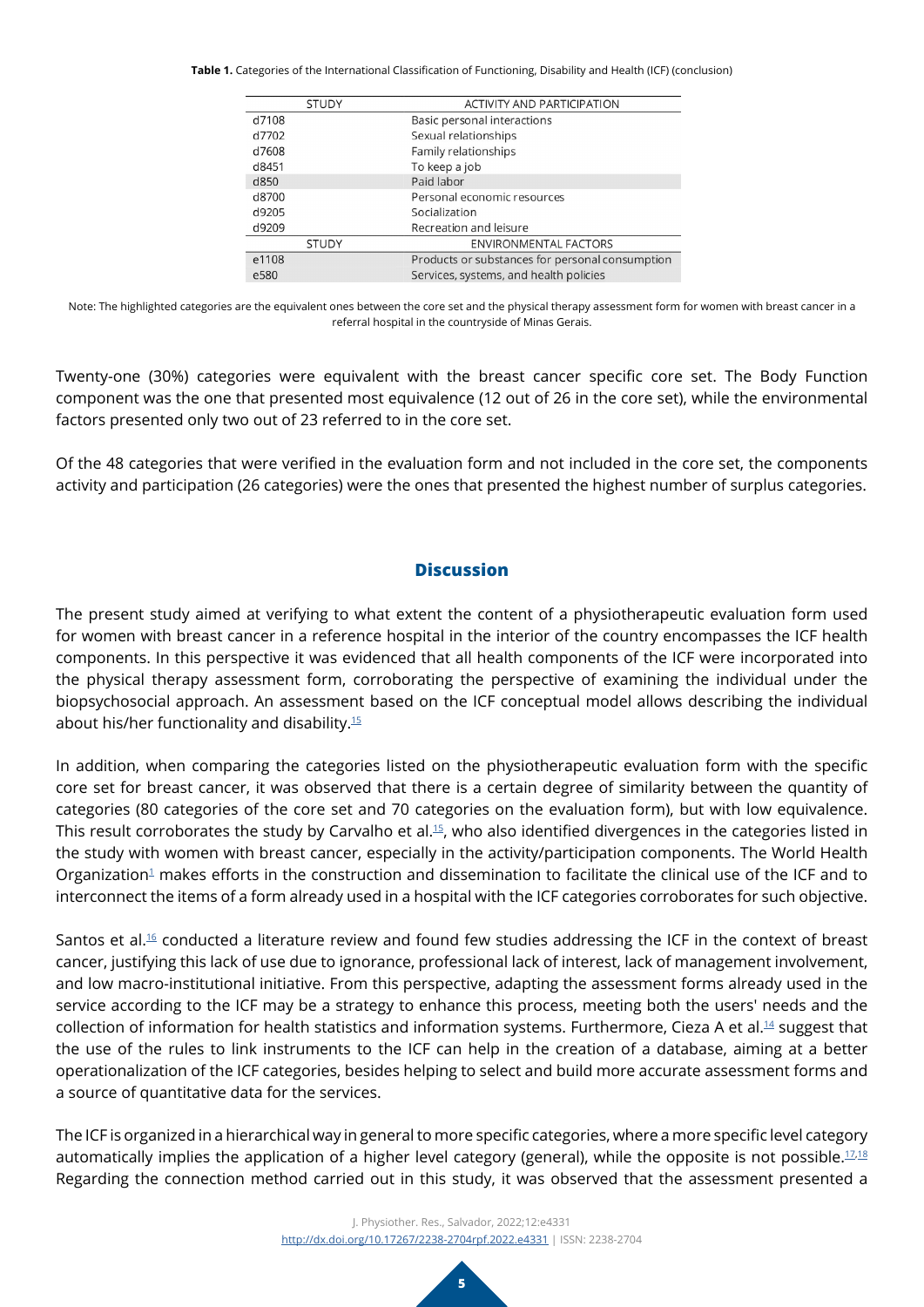**Table 1.** Categories of the International Classification of Functioning, Disability and Health (ICF) (conclusion)

| STUDY | ACTIVITY AND PARTICIPATION |
|---|---|
| d7108 | Basic personal interactions |
| d7702 | Sexual relationships |
| d7608 | Family relationships |
| d8451 | To keep a job |
| d850 | Paid labor |
| d8700 | Personal economic resources |
| d9205 | Socialization |
| d9209 | Recreation and leisure |
| **STUDY** | **ENVIRONMENTAL FACTORS** |
| e1108 | Products or substances for personal consumption |
| e580 | Services, systems, and health policies |

Note: The highlighted categories are the equivalent ones between the core set and the physical therapy assessment form for women with breast cancer in a referral hospital in the countryside of Minas Gerais.

Twenty-one (30%) categories were equivalent with the breast cancer specific core set. The Body Function component was the one that presented most equivalence (12 out of 26 in the core set), while the environmental factors presented only two out of 23 referred to in the core set.

Of the 48 categories that were verified in the evaluation form and not included in the core set, the components activity and participation (26 categories) were the ones that presented the highest number of surplus categories.

## Discussion

The present study aimed at verifying to what extent the content of a physiotherapeutic evaluation form used for women with breast cancer in a reference hospital in the interior of the country encompasses the ICF health components. In this perspective it was evidenced that all health components of the ICF were incorporated into the physical therapy assessment form, corroborating the perspective of examining the individual under the biopsychosocial approach. An assessment based on the ICF conceptual model allows describing the individual about his/her functionality and disability.[15]

In addition, when comparing the categories listed on the physiotherapeutic evaluation form with the specific core set for breast cancer, it was observed that there is a certain degree of similarity between the quantity of categories (80 categories of the core set and 70 categories on the evaluation form), but with low equivalence. This result corroborates the study by Carvalho et al.[15], who also identified divergences in the categories listed in the study with women with breast cancer, especially in the activity/participation components. The World Health Organization[1] makes efforts in the construction and dissemination to facilitate the clinical use of the ICF and to interconnect the items of a form already used in a hospital with the ICF categories corroborates for such objective.

Santos et al.[16] conducted a literature review and found few studies addressing the ICF in the context of breast cancer, justifying this lack of use due to ignorance, professional lack of interest, lack of management involvement, and low macro-institutional initiative. From this perspective, adapting the assessment forms already used in the service according to the ICF may be a strategy to enhance this process, meeting both the users' needs and the collection of information for health statistics and information systems. Furthermore, Cieza A et al.[14] suggest that the use of the rules to link instruments to the ICF can help in the creation of a database, aiming at a better operationalization of the ICF categories, besides helping to select and build more accurate assessment forms and a source of quantitative data for the services.

The ICF is organized in a hierarchical way in general to more specific categories, where a more specific level category automatically implies the application of a higher level category (general), while the opposite is not possible.[17,18] Regarding the connection method carried out in this study, it was observed that the assessment presented a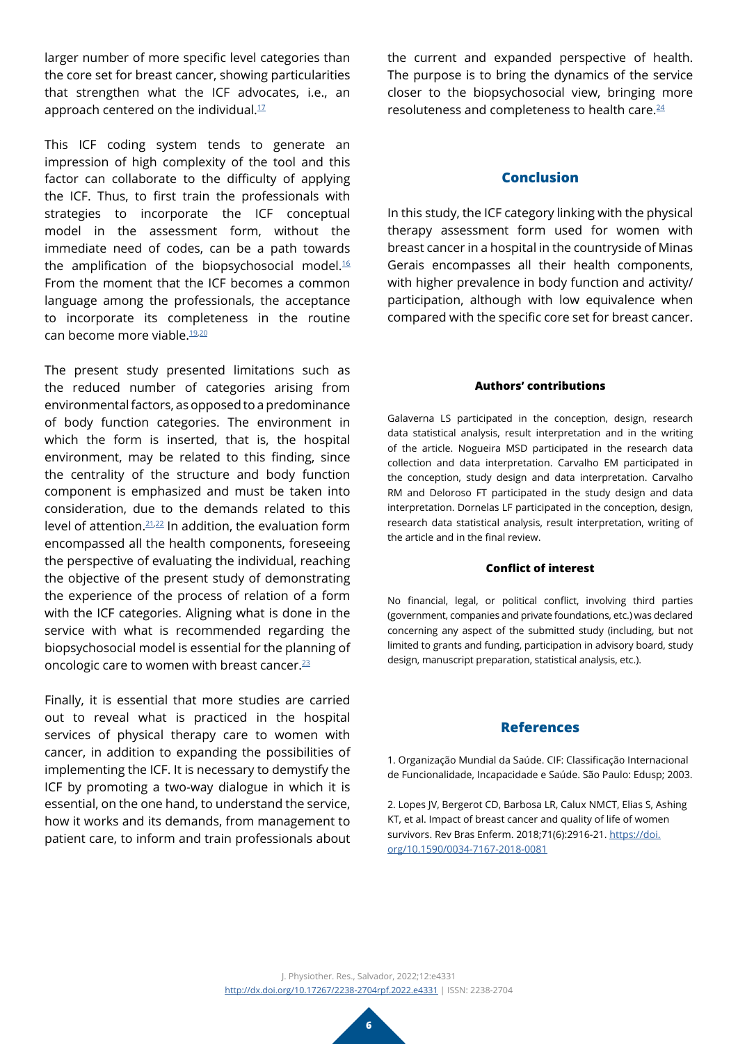larger number of more specific level categories than the core set for breast cancer, showing particularities that strengthen what the ICF advocates, i.e., an approach centered on the individual.[17]

This ICF coding system tends to generate an impression of high complexity of the tool and this factor can collaborate to the difficulty of applying the ICF. Thus, to first train the professionals with strategies to incorporate the ICF conceptual model in the assessment form, without the immediate need of codes, can be a path towards the amplification of the biopsychosocial model.[16] From the moment that the ICF becomes a common language among the professionals, the acceptance to incorporate its completeness in the routine can become more viable.[19,20]

The present study presented limitations such as the reduced number of categories arising from environmental factors, as opposed to a predominance of body function categories. The environment in which the form is inserted, that is, the hospital environment, may be related to this finding, since the centrality of the structure and body function component is emphasized and must be taken into consideration, due to the demands related to this level of attention.[21,22] In addition, the evaluation form encompassed all the health components, foreseeing the perspective of evaluating the individual, reaching the objective of the present study of demonstrating the experience of the process of relation of a form with the ICF categories. Aligning what is done in the service with what is recommended regarding the biopsychosocial model is essential for the planning of oncologic care to women with breast cancer.[23]

Finally, it is essential that more studies are carried out to reveal what is practiced in the hospital services of physical therapy care to women with cancer, in addition to expanding the possibilities of implementing the ICF. It is necessary to demystify the ICF by promoting a two-way dialogue in which it is essential, on the one hand, to understand the service, how it works and its demands, from management to patient care, to inform and train professionals about the current and expanded perspective of health. The purpose is to bring the dynamics of the service closer to the biopsychosocial view, bringing more resoluteness and completeness to health care.[24]

## Conclusion

In this study, the ICF category linking with the physical therapy assessment form used for women with breast cancer in a hospital in the countryside of Minas Gerais encompasses all their health components, with higher prevalence in body function and activity/participation, although with low equivalence when compared with the specific core set for breast cancer.

#### Authors' contributions

Galaverna LS participated in the conception, design, research data statistical analysis, result interpretation and in the writing of the article. Nogueira MSD participated in the research data collection and data interpretation. Carvalho EM participated in the conception, study design and data interpretation. Carvalho RM and Deloroso FT participated in the study design and data interpretation. Dornelas LF participated in the conception, design, research data statistical analysis, result interpretation, writing of the article and in the final review.

#### Conflict of interest

No financial, legal, or political conflict, involving third parties (government, companies and private foundations, etc.) was declared concerning any aspect of the submitted study (including, but not limited to grants and funding, participation in advisory board, study design, manuscript preparation, statistical analysis, etc.).

## References

1. Organização Mundial da Saúde. CIF: Classificação Internacional de Funcionalidade, Incapacidade e Saúde. São Paulo: Edusp; 2003.

2. Lopes JV, Bergerot CD, Barbosa LR, Calux NMCT, Elias S, Ashing KT, et al. Impact of breast cancer and quality of life of women survivors. Rev Bras Enferm. 2018;71(6):2916-21. https://doi.org/10.1590/0034-7167-2018-0081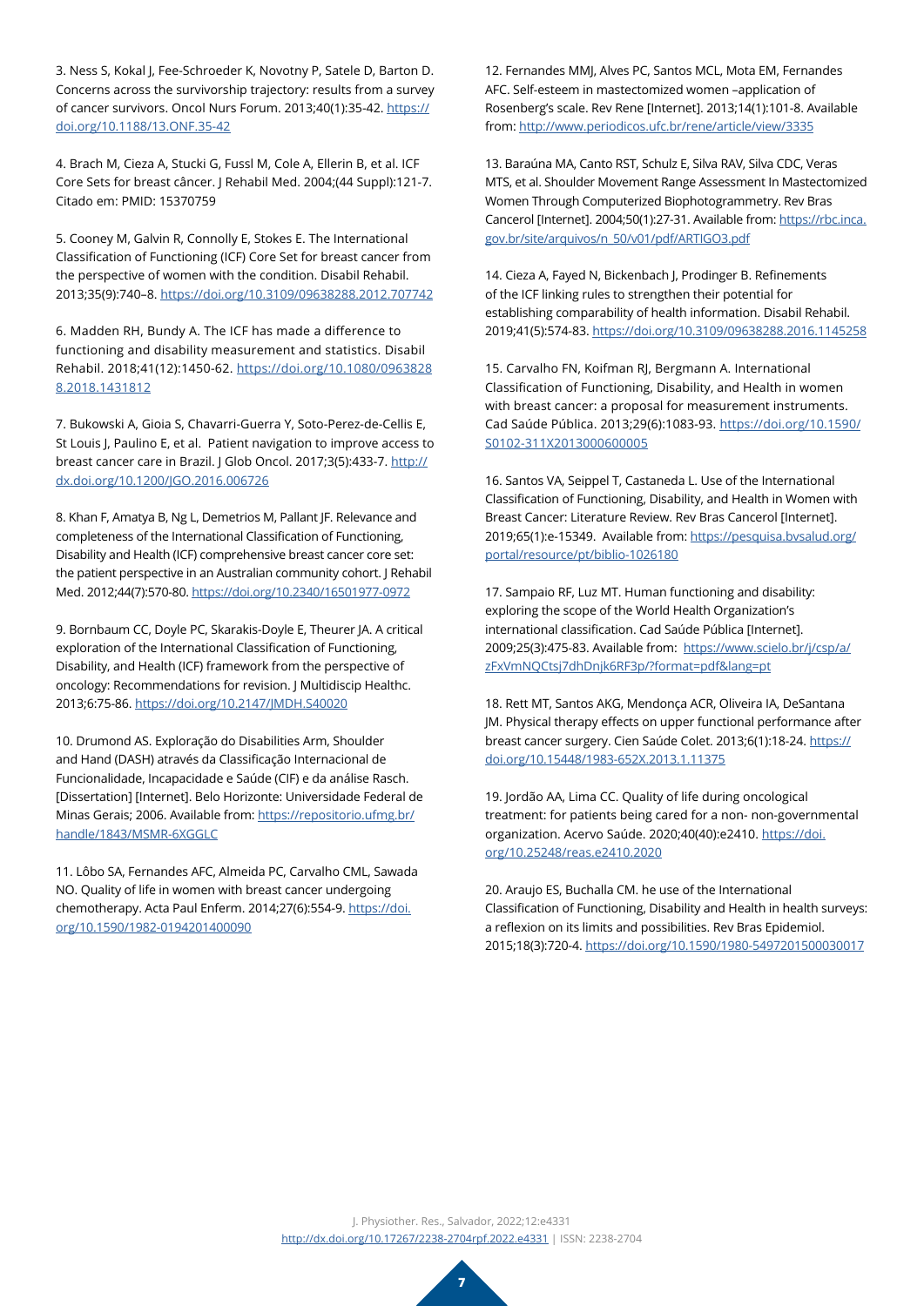3. Ness S, Kokal J, Fee-Schroeder K, Novotny P, Satele D, Barton D. Concerns across the survivorship trajectory: results from a survey of cancer survivors. Oncol Nurs Forum. 2013;40(1):35-42. https://doi.org/10.1188/13.ONF.35-42

4. Brach M, Cieza A, Stucki G, Fussl M, Cole A, Ellerin B, et al. ICF Core Sets for breast câncer. J Rehabil Med. 2004;(44 Suppl):121-7. Citado em: PMID: 15370759

5. Cooney M, Galvin R, Connolly E, Stokes E. The International Classification of Functioning (ICF) Core Set for breast cancer from the perspective of women with the condition. Disabil Rehabil. 2013;35(9):740–8. https://doi.org/10.3109/09638288.2012.707742

6. Madden RH, Bundy A. The ICF has made a difference to functioning and disability measurement and statistics. Disabil Rehabil. 2018;41(12):1450-62. https://doi.org/10.1080/09638288.2018.1431812

7. Bukowski A, Gioia S, Chavarri-Guerra Y, Soto-Perez-de-Cellis E, St Louis J, Paulino E, et al. Patient navigation to improve access to breast cancer care in Brazil. J Glob Oncol. 2017;3(5):433-7. http://dx.doi.org/10.1200/JGO.2016.006726

8. Khan F, Amatya B, Ng L, Demetrios M, Pallant JF. Relevance and completeness of the International Classification of Functioning, Disability and Health (ICF) comprehensive breast cancer core set: the patient perspective in an Australian community cohort. J Rehabil Med. 2012;44(7):570-80. https://doi.org/10.2340/16501977-0972

9. Bornbaum CC, Doyle PC, Skarakis-Doyle E, Theurer JA. A critical exploration of the International Classification of Functioning, Disability, and Health (ICF) framework from the perspective of oncology: Recommendations for revision. J Multidiscip Healthc. 2013;6:75-86. https://doi.org/10.2147/JMDH.S40020

10. Drumond AS. Exploração do Disabilities Arm, Shoulder and Hand (DASH) através da Classificação Internacional de Funcionalidade, Incapacidade e Saúde (CIF) e da análise Rasch. [Dissertation] [Internet]. Belo Horizonte: Universidade Federal de Minas Gerais; 2006. Available from: https://repositorio.ufmg.br/handle/1843/MSMR-6XGGLC

11. Lôbo SA, Fernandes AFC, Almeida PC, Carvalho CML, Sawada NO. Quality of life in women with breast cancer undergoing chemotherapy. Acta Paul Enferm. 2014;27(6):554-9. https://doi.org/10.1590/1982-0194201400090

12. Fernandes MMJ, Alves PC, Santos MCL, Mota EM, Fernandes AFC. Self-esteem in mastectomized women –application of Rosenberg's scale. Rev Rene [Internet]. 2013;14(1):101-8. Available from: http://www.periodicos.ufc.br/rene/article/view/3335

13. Baraúna MA, Canto RST, Schulz E, Silva RAV, Silva CDC, Veras MTS, et al. Shoulder Movement Range Assessment In Mastectomized Women Through Computerized Biophotogrammetry. Rev Bras Cancerol [Internet]. 2004;50(1):27-31. Available from: https://rbc.inca.gov.br/site/arquivos/n_50/v01/pdf/ARTIGO3.pdf

14. Cieza A, Fayed N, Bickenbach J, Prodinger B. Refinements of the ICF linking rules to strengthen their potential for establishing comparability of health information. Disabil Rehabil. 2019;41(5):574-83. https://doi.org/10.3109/09638288.2016.1145258

15. Carvalho FN, Koifman RJ, Bergmann A. International Classification of Functioning, Disability, and Health in women with breast cancer: a proposal for measurement instruments. Cad Saúde Pública. 2013;29(6):1083-93. https://doi.org/10.1590/S0102-311X2013000600005

16. Santos VA, Seippel T, Castaneda L. Use of the International Classification of Functioning, Disability, and Health in Women with Breast Cancer: Literature Review. Rev Bras Cancerol [Internet]. 2019;65(1):e-15349. Available from: https://pesquisa.bvsalud.org/portal/resource/pt/biblio-1026180

17. Sampaio RF, Luz MT. Human functioning and disability: exploring the scope of the World Health Organization's international classification. Cad Saúde Pública [Internet]. 2009;25(3):475-83. Available from: https://www.scielo.br/j/csp/a/zFxVmNQCtsj7dhDnjk6RF3p/?format=pdf&lang=pt

18. Rett MT, Santos AKG, Mendonça ACR, Oliveira IA, DeSantana JM. Physical therapy effects on upper functional performance after breast cancer surgery. Cien Saúde Colet. 2013;6(1):18-24. https://doi.org/10.15448/1983-652X.2013.1.11375

19. Jordão AA, Lima CC. Quality of life during oncological treatment: for patients being cared for a non- non-governmental organization. Acervo Saúde. 2020;40(40):e2410. https://doi.org/10.25248/reas.e2410.2020

20. Araujo ES, Buchalla CM. he use of the International Classification of Functioning, Disability and Health in health surveys: a reflexion on its limits and possibilities. Rev Bras Epidemiol. 2015;18(3):720-4. https://doi.org/10.1590/1980-5497201500030017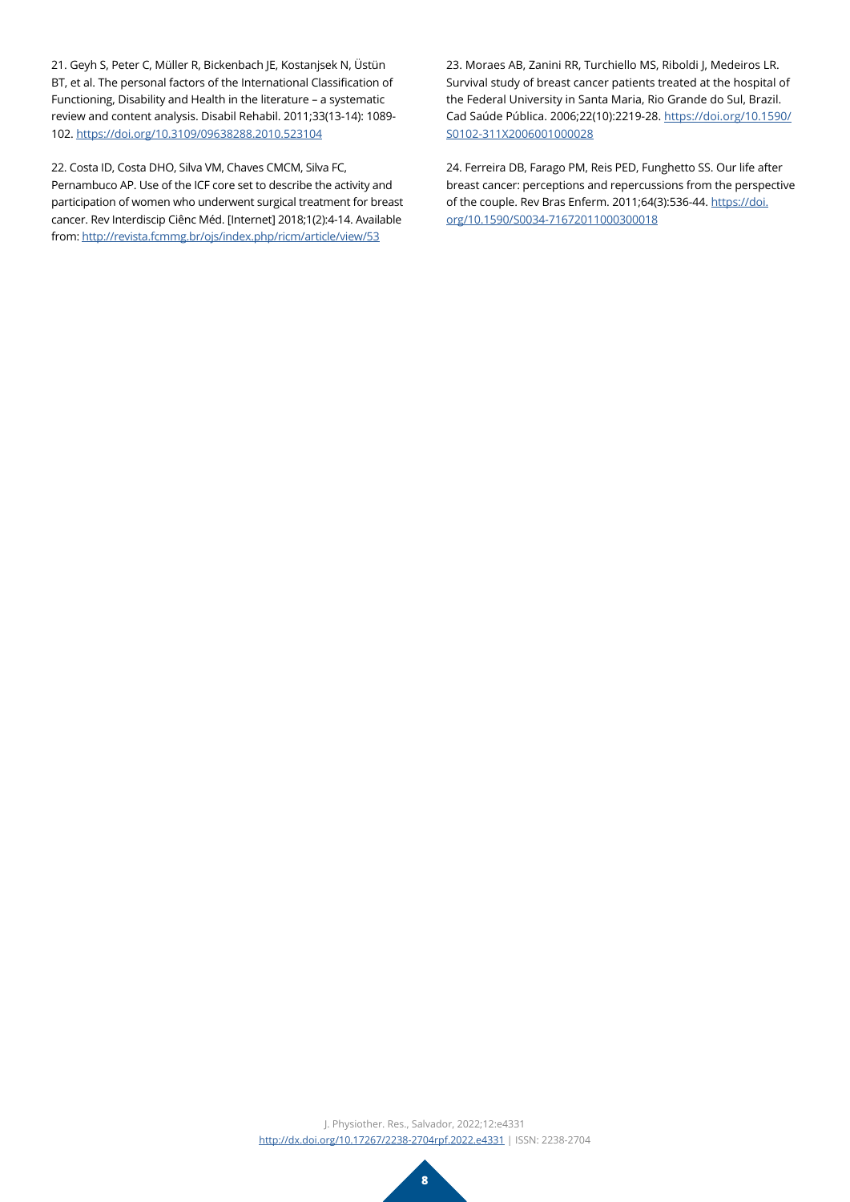21. Geyh S, Peter C, Müller R, Bickenbach JE, Kostanjsek N, Üstün BT, et al. The personal factors of the International Classification of Functioning, Disability and Health in the literature – a systematic review and content analysis. Disabil Rehabil. 2011;33(13-14): 1089-102. https://doi.org/10.3109/09638288.2010.523104

22. Costa ID, Costa DHO, Silva VM, Chaves CMCM, Silva FC, Pernambuco AP. Use of the ICF core set to describe the activity and participation of women who underwent surgical treatment for breast cancer. Rev Interdiscip Ciênc Méd. [Internet] 2018;1(2):4-14. Available from: http://revista.fcmmg.br/ojs/index.php/ricm/article/view/53

23. Moraes AB, Zanini RR, Turchiello MS, Riboldi J, Medeiros LR. Survival study of breast cancer patients treated at the hospital of the Federal University in Santa Maria, Rio Grande do Sul, Brazil. Cad Saúde Pública. 2006;22(10):2219-28. https://doi.org/10.1590/S0102-311X2006001000028

24. Ferreira DB, Farago PM, Reis PED, Funghetto SS. Our life after breast cancer: perceptions and repercussions from the perspective of the couple. Rev Bras Enferm. 2011;64(3):536-44. https://doi.org/10.1590/S0034-71672011000300018